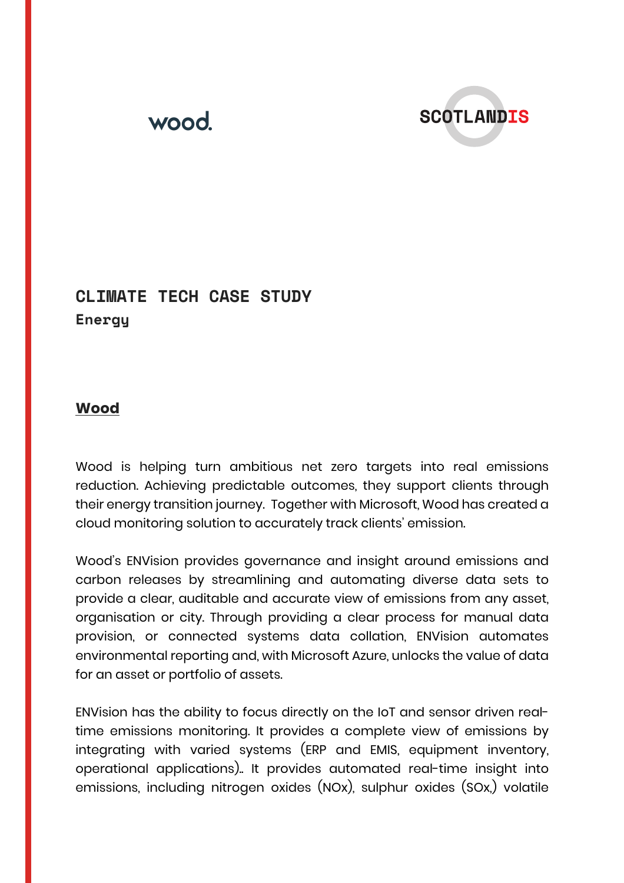wood.

SCOTLANDIS

# CLIMATE TECH CASE STUDY

**Energy**

## Wood

Wood is helping turn ambitious net zero targets into real emissions reduction. Achieving predictable outcomes, they support clients through their energy transition journey. Together with Microsoft, Wood has created a cloud monitoring solution to accurately track clients' emission.

Wood's ENVision provides governance and insight around emissions and carbon releases by streamlining and automating diverse data sets to provide a clear, auditable and accurate view of emissions from any asset, organisation or city. Through providing a clear process for manual data provision, or connected systems data collation, ENVision automates environmental reporting and, with Microsoft Azure, unlocks the value of data for an asset or portfolio of assets.

ENVision has the ability to focus directly on the IoT and sensor driven real-time emissions monitoring. It provides a complete view of emissions by integrating with varied systems (ERP and EMIS, equipment inventory, operational applications).. It provides automated real-time insight into emissions, including nitrogen oxides (NOx), sulphur oxides (SOx,) volatile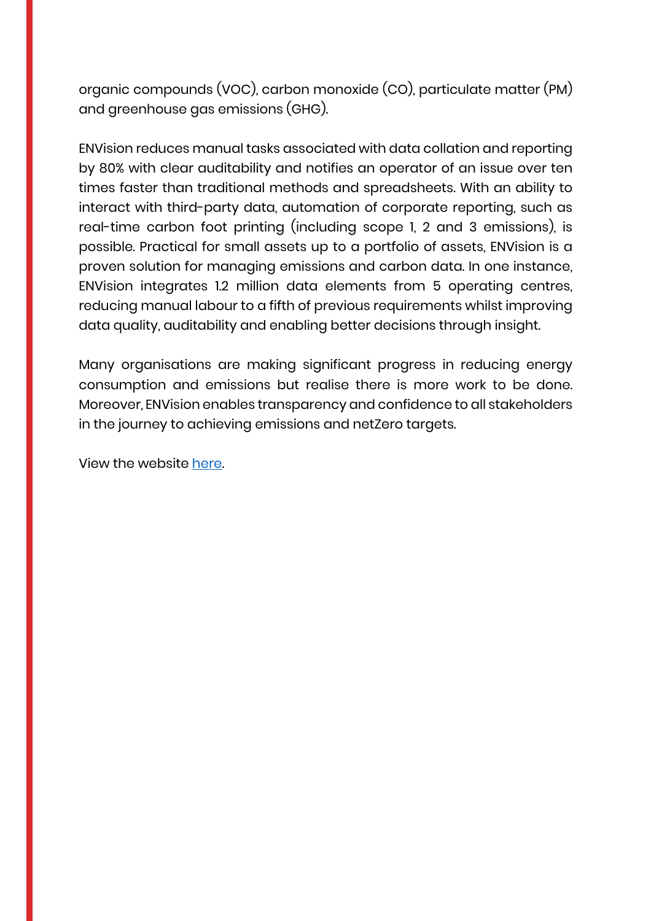organic compounds (VOC), carbon monoxide (CO), particulate matter (PM) and greenhouse gas emissions (GHG).

ENVision reduces manual tasks associated with data collation and reporting by 80% with clear auditability and notifies an operator of an issue over ten times faster than traditional methods and spreadsheets. With an ability to interact with third-party data, automation of corporate reporting, such as real-time carbon foot printing (including scope 1, 2 and 3 emissions), is possible. Practical for small assets up to a portfolio of assets, ENVision is a proven solution for managing emissions and carbon data. In one instance, ENVision integrates 1.2 million data elements from 5 operating centres, reducing manual labour to a fifth of previous requirements whilst improving data quality, auditability and enabling better decisions through insight.

Many organisations are making significant progress in reducing energy consumption and emissions but realise there is more work to be done. Moreover, ENVision enables transparency and confidence to all stakeholders in the journey to achieving emissions and netZero targets.

View the website here.